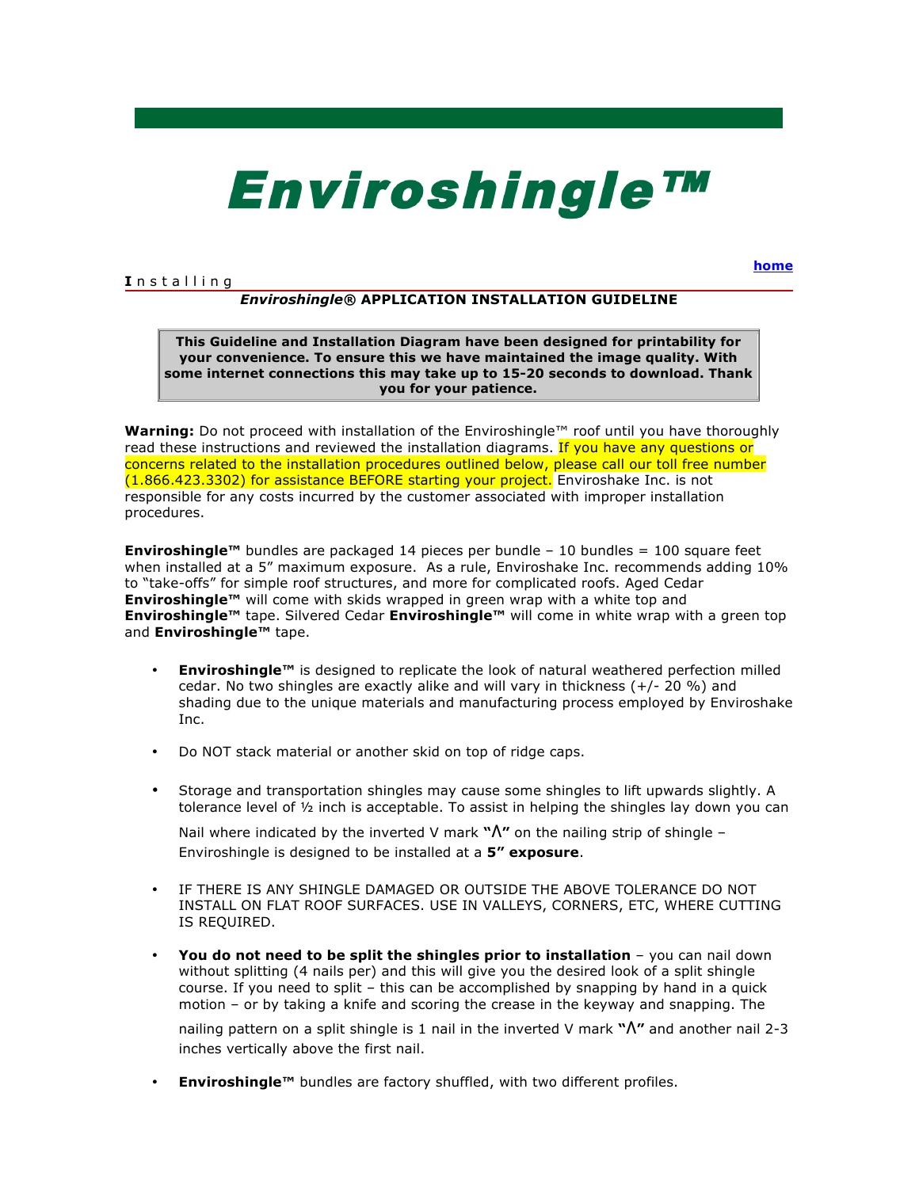# Enviroshingle™

home

**I** n s t a l l i n g

***Enviroshingle*® APPLICATION INSTALLATION GUIDELINE**

**This Guideline and Installation Diagram have been designed for printability for your convenience. To ensure this we have maintained the image quality. With some internet connections this may take up to 15-20 seconds to download. Thank you for your patience.**

**Warning:** Do not proceed with installation of the Enviroshingle™ roof until you have thoroughly read these instructions and reviewed the installation diagrams. If you have any questions or concerns related to the installation procedures outlined below, please call our toll free number (1.866.423.3302) for assistance BEFORE starting your project. Enviroshake Inc. is not responsible for any costs incurred by the customer associated with improper installation procedures.

**Enviroshingle™** bundles are packaged 14 pieces per bundle – 10 bundles = 100 square feet when installed at a 5" maximum exposure. As a rule, Enviroshake Inc. recommends adding 10% to "take-offs" for simple roof structures, and more for complicated roofs. Aged Cedar **Enviroshingle™** will come with skids wrapped in green wrap with a white top and **Enviroshingle™** tape. Silvered Cedar **Enviroshingle™** will come in white wrap with a green top and **Enviroshingle™** tape.

- **Enviroshingle™** is designed to replicate the look of natural weathered perfection milled cedar. No two shingles are exactly alike and will vary in thickness (+/- 20 %) and shading due to the unique materials and manufacturing process employed by Enviroshake Inc.
- Do NOT stack material or another skid on top of ridge caps.
- Storage and transportation shingles may cause some shingles to lift upwards slightly. A tolerance level of ½ inch is acceptable. To assist in helping the shingles lay down you can

  Nail where indicated by the inverted V mark **"Λ"** on the nailing strip of shingle – Enviroshingle is designed to be installed at a **5" exposure**.
- IF THERE IS ANY SHINGLE DAMAGED OR OUTSIDE THE ABOVE TOLERANCE DO NOT INSTALL ON FLAT ROOF SURFACES. USE IN VALLEYS, CORNERS, ETC, WHERE CUTTING IS REQUIRED.
- **You do not need to be split the shingles prior to installation** – you can nail down without splitting (4 nails per) and this will give you the desired look of a split shingle course. If you need to split – this can be accomplished by snapping by hand in a quick motion – or by taking a knife and scoring the crease in the keyway and snapping. The nailing pattern on a split shingle is 1 nail in the inverted V mark **"Λ"** and another nail 2-3 inches vertically above the first nail.
- **Enviroshingle™** bundles are factory shuffled, with two different profiles.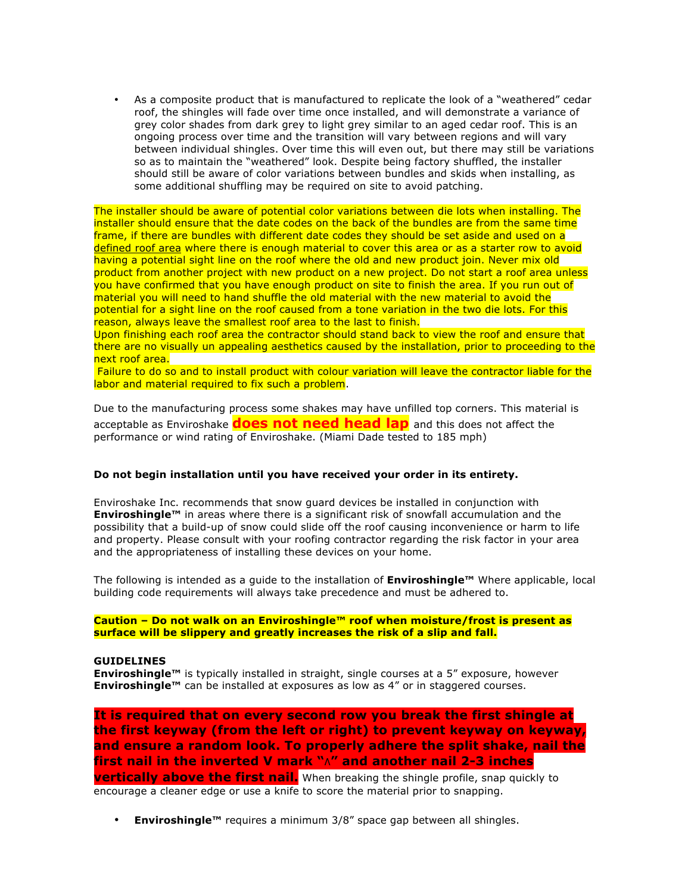- As a composite product that is manufactured to replicate the look of a "weathered" cedar roof, the shingles will fade over time once installed, and will demonstrate a variance of grey color shades from dark grey to light grey similar to an aged cedar roof. This is an ongoing process over time and the transition will vary between regions and will vary between individual shingles. Over time this will even out, but there may still be variations so as to maintain the "weathered" look. Despite being factory shuffled, the installer should still be aware of color variations between bundles and skids when installing, as some additional shuffling may be required on site to avoid patching.

The installer should be aware of potential color variations between die lots when installing. The installer should ensure that the date codes on the back of the bundles are from the same time frame, if there are bundles with different date codes they should be set aside and used on a defined roof area where there is enough material to cover this area or as a starter row to avoid having a potential sight line on the roof where the old and new product join. Never mix old product from another project with new product on a new project. Do not start a roof area unless you have confirmed that you have enough product on site to finish the area. If you run out of material you will need to hand shuffle the old material with the new material to avoid the potential for a sight line on the roof caused from a tone variation in the two die lots. For this reason, always leave the smallest roof area to the last to finish.
Upon finishing each roof area the contractor should stand back to view the roof and ensure that there are no visually un appealing aesthetics caused by the installation, prior to proceeding to the next roof area.
Failure to do so and to install product with colour variation will leave the contractor liable for the labor and material required to fix such a problem.

Due to the manufacturing process some shakes may have unfilled top corners. This material is acceptable as Enviroshake **does not need head lap** and this does not affect the performance or wind rating of Enviroshake. (Miami Dade tested to 185 mph)

**Do not begin installation until you have received your order in its entirety.**

Enviroshake Inc. recommends that snow guard devices be installed in conjunction with **Enviroshingle™** in areas where there is a significant risk of snowfall accumulation and the possibility that a build-up of snow could slide off the roof causing inconvenience or harm to life and property. Please consult with your roofing contractor regarding the risk factor in your area and the appropriateness of installing these devices on your home.

The following is intended as a guide to the installation of **Enviroshingle™** Where applicable, local building code requirements will always take precedence and must be adhered to.

**Caution – Do not walk on an Enviroshingle™ roof when moisture/frost is present as surface will be slippery and greatly increases the risk of a slip and fall.**

**GUIDELINES**
**Enviroshingle™** is typically installed in straight, single courses at a 5" exposure, however **Enviroshingle™** can be installed at exposures as low as 4" or in staggered courses.

**It is required that on every second row you break the first shingle at the first keyway (from the left or right) to prevent keyway on keyway, and ensure a random look. To properly adhere the split shake, nail the first nail in the inverted V mark "∧" and another nail 2-3 inches vertically above the first nail.** When breaking the shingle profile, snap quickly to encourage a cleaner edge or use a knife to score the material prior to snapping.

- **Enviroshingle™** requires a minimum 3/8" space gap between all shingles.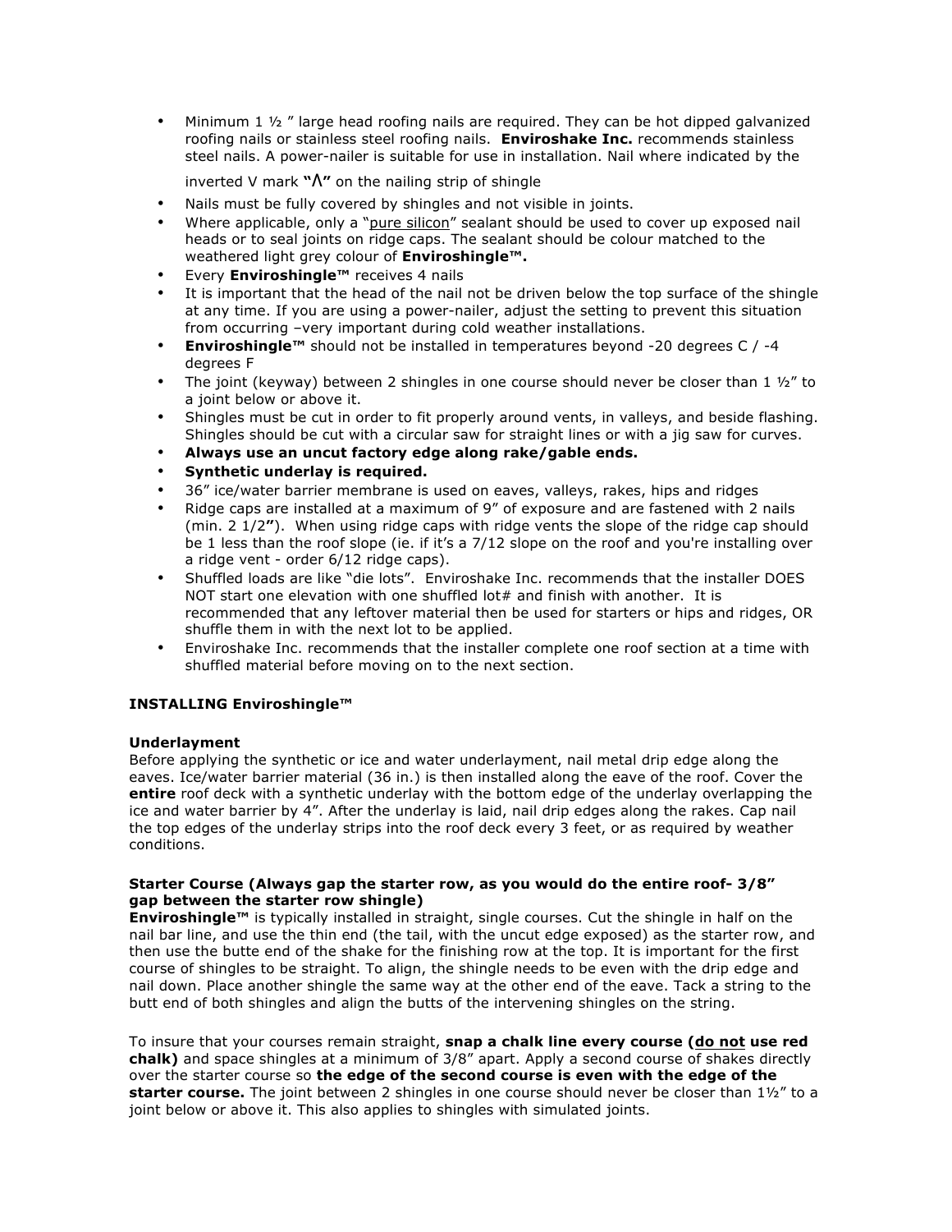- Minimum 1 ½ ” large head roofing nails are required. They can be hot dipped galvanized roofing nails or stainless steel roofing nails. **Enviroshake Inc.** recommends stainless steel nails. A power-nailer is suitable for use in installation. Nail where indicated by the inverted V mark **“Λ”** on the nailing strip of shingle
- Nails must be fully covered by shingles and not visible in joints.
- Where applicable, only a “pure silicon” sealant should be used to cover up exposed nail heads or to seal joints on ridge caps. The sealant should be colour matched to the weathered light grey colour of **Enviroshingle™.**
- Every **Enviroshingle™** receives 4 nails
- It is important that the head of the nail not be driven below the top surface of the shingle at any time. If you are using a power-nailer, adjust the setting to prevent this situation from occurring –very important during cold weather installations.
- **Enviroshingle™** should not be installed in temperatures beyond -20 degrees C / -4 degrees F
- The joint (keyway) between 2 shingles in one course should never be closer than 1 ½” to a joint below or above it.
- Shingles must be cut in order to fit properly around vents, in valleys, and beside flashing. Shingles should be cut with a circular saw for straight lines or with a jig saw for curves.
- **Always use an uncut factory edge along rake/gable ends.**
- **Synthetic underlay is required.**
- 36” ice/water barrier membrane is used on eaves, valleys, rakes, hips and ridges
- Ridge caps are installed at a maximum of 9” of exposure and are fastened with 2 nails (min. 2 1/2**”**). When using ridge caps with ridge vents the slope of the ridge cap should be 1 less than the roof slope (ie. if it’s a 7/12 slope on the roof and you're installing over a ridge vent - order 6/12 ridge caps).
- Shuffled loads are like “die lots”. Enviroshake Inc. recommends that the installer DOES NOT start one elevation with one shuffled lot# and finish with another. It is recommended that any leftover material then be used for starters or hips and ridges, OR shuffle them in with the next lot to be applied.
- Enviroshake Inc. recommends that the installer complete one roof section at a time with shuffled material before moving on to the next section.

## INSTALLING Enviroshingle™

### Underlayment

Before applying the synthetic or ice and water underlayment, nail metal drip edge along the eaves. Ice/water barrier material (36 in.) is then installed along the eave of the roof. Cover the **entire** roof deck with a synthetic underlay with the bottom edge of the underlay overlapping the ice and water barrier by 4”. After the underlay is laid, nail drip edges along the rakes. Cap nail the top edges of the underlay strips into the roof deck every 3 feet, or as required by weather conditions.

### Starter Course (Always gap the starter row, as you would do the entire roof- 3/8” gap between the starter row shingle)

**Enviroshingle™** is typically installed in straight, single courses. Cut the shingle in half on the nail bar line, and use the thin end (the tail, with the uncut edge exposed) as the starter row, and then use the butte end of the shake for the finishing row at the top. It is important for the first course of shingles to be straight. To align, the shingle needs to be even with the drip edge and nail down. Place another shingle the same way at the other end of the eave. Tack a string to the butt end of both shingles and align the butts of the intervening shingles on the string.

To insure that your courses remain straight, **snap a chalk line every course (do not use red chalk)** and space shingles at a minimum of 3/8” apart. Apply a second course of shakes directly over the starter course so **the edge of the second course is even with the edge of the starter course.** The joint between 2 shingles in one course should never be closer than 1½” to a joint below or above it. This also applies to shingles with simulated joints.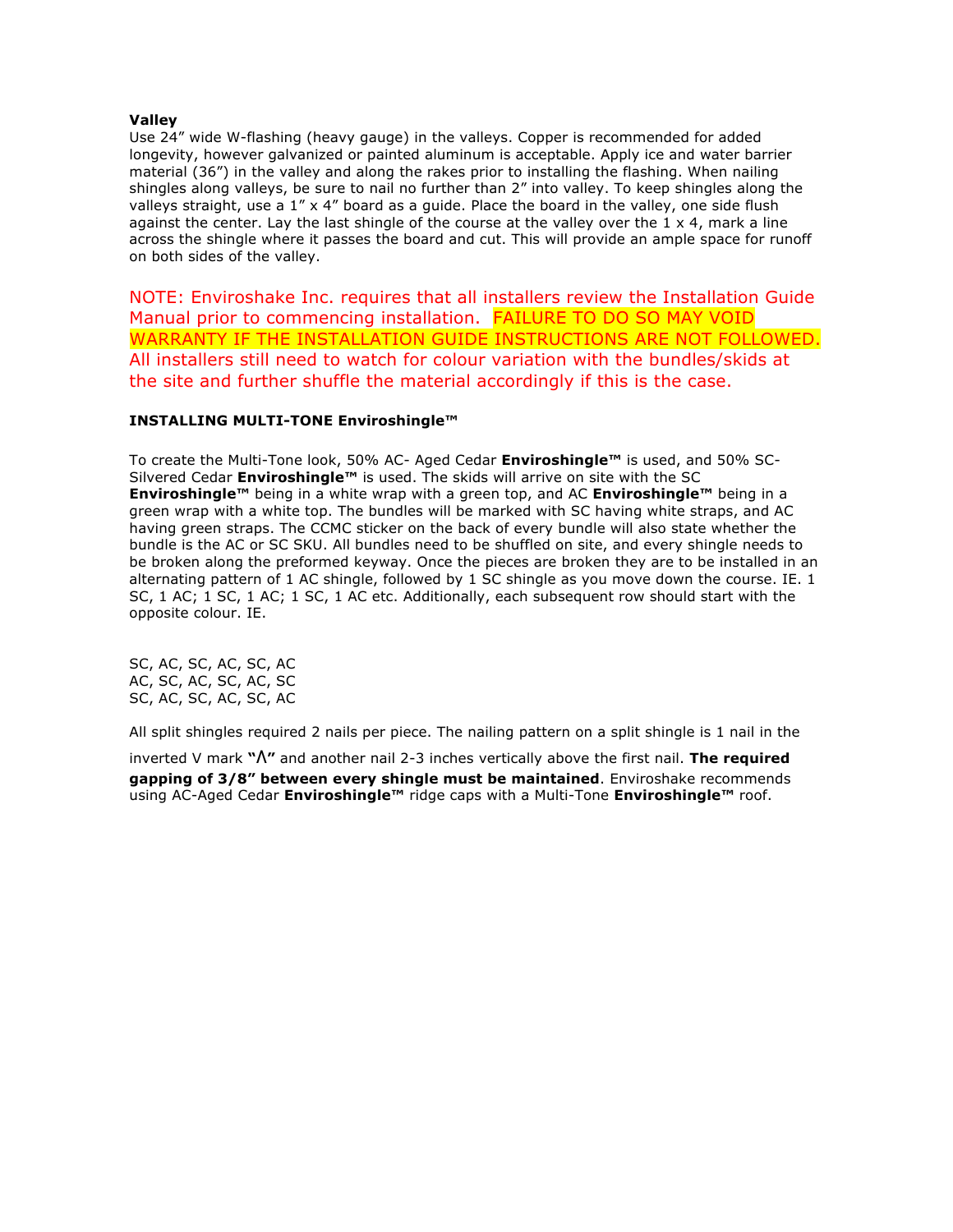**Valley**

Use 24” wide W-flashing (heavy gauge) in the valleys. Copper is recommended for added longevity, however galvanized or painted aluminum is acceptable. Apply ice and water barrier material (36”) in the valley and along the rakes prior to installing the flashing. When nailing shingles along valleys, be sure to nail no further than 2” into valley. To keep shingles along the valleys straight, use a 1” x 4” board as a guide. Place the board in the valley, one side flush against the center. Lay the last shingle of the course at the valley over the 1 x 4, mark a line across the shingle where it passes the board and cut. This will provide an ample space for runoff on both sides of the valley.

NOTE: Enviroshake Inc. requires that all installers review the Installation Guide Manual prior to commencing installation. FAILURE TO DO SO MAY VOID WARRANTY IF THE INSTALLATION GUIDE INSTRUCTIONS ARE NOT FOLLOWED. All installers still need to watch for colour variation with the bundles/skids at the site and further shuffle the material accordingly if this is the case.

**INSTALLING MULTI-TONE Enviroshingle™**

To create the Multi-Tone look, 50% AC- Aged Cedar **Enviroshingle™** is used, and 50% SC-Silvered Cedar **Enviroshingle™** is used. The skids will arrive on site with the SC **Enviroshingle™** being in a white wrap with a green top, and AC **Enviroshingle™** being in a green wrap with a white top. The bundles will be marked with SC having white straps, and AC having green straps. The CCMC sticker on the back of every bundle will also state whether the bundle is the AC or SC SKU. All bundles need to be shuffled on site, and every shingle needs to be broken along the preformed keyway. Once the pieces are broken they are to be installed in an alternating pattern of 1 AC shingle, followed by 1 SC shingle as you move down the course. IE. 1 SC, 1 AC; 1 SC, 1 AC; 1 SC, 1 AC etc. Additionally, each subsequent row should start with the opposite colour. IE.

SC, AC, SC, AC, SC, AC
AC, SC, AC, SC, AC, SC
SC, AC, SC, AC, SC, AC

All split shingles required 2 nails per piece. The nailing pattern on a split shingle is 1 nail in the inverted V mark **“Λ”** and another nail 2-3 inches vertically above the first nail. **The required gapping of 3/8” between every shingle must be maintained**. Enviroshake recommends using AC-Aged Cedar **Enviroshingle™** ridge caps with a Multi-Tone **Enviroshingle™** roof.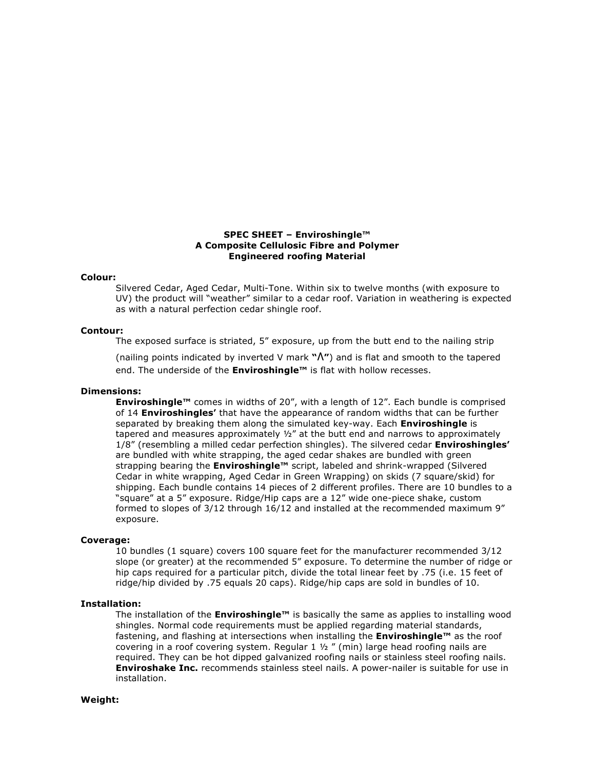**SPEC SHEET – Enviroshingle™**
**A Composite Cellulosic Fibre and Polymer**
**Engineered roofing Material**

**Colour:**

Silvered Cedar, Aged Cedar, Multi-Tone. Within six to twelve months (with exposure to UV) the product will "weather" similar to a cedar roof. Variation in weathering is expected as with a natural perfection cedar shingle roof.

**Contour:**

The exposed surface is striated, 5" exposure, up from the butt end to the nailing strip (nailing points indicated by inverted V mark **"Λ"**) and is flat and smooth to the tapered end. The underside of the **Enviroshingle™** is flat with hollow recesses.

**Dimensions:**

**Enviroshingle™** comes in widths of 20", with a length of 12". Each bundle is comprised of 14 **Enviroshingles'** that have the appearance of random widths that can be further separated by breaking them along the simulated key-way. Each **Enviroshingle** is tapered and measures approximately ½" at the butt end and narrows to approximately 1/8" (resembling a milled cedar perfection shingles). The silvered cedar **Enviroshingles'** are bundled with white strapping, the aged cedar shakes are bundled with green strapping bearing the **Enviroshingle™** script, labeled and shrink-wrapped (Silvered Cedar in white wrapping, Aged Cedar in Green Wrapping) on skids (7 square/skid) for shipping. Each bundle contains 14 pieces of 2 different profiles. There are 10 bundles to a "square" at a 5" exposure. Ridge/Hip caps are a 12" wide one-piece shake, custom formed to slopes of 3/12 through 16/12 and installed at the recommended maximum 9" exposure.

**Coverage:**

10 bundles (1 square) covers 100 square feet for the manufacturer recommended 3/12 slope (or greater) at the recommended 5" exposure. To determine the number of ridge or hip caps required for a particular pitch, divide the total linear feet by .75 (i.e. 15 feet of ridge/hip divided by .75 equals 20 caps). Ridge/hip caps are sold in bundles of 10.

**Installation:**

The installation of the **Enviroshingle™** is basically the same as applies to installing wood shingles. Normal code requirements must be applied regarding material standards, fastening, and flashing at intersections when installing the **Enviroshingle™** as the roof covering in a roof covering system. Regular 1 ½ " (min) large head roofing nails are required. They can be hot dipped galvanized roofing nails or stainless steel roofing nails. **Enviroshake Inc.** recommends stainless steel nails. A power-nailer is suitable for use in installation.

**Weight:**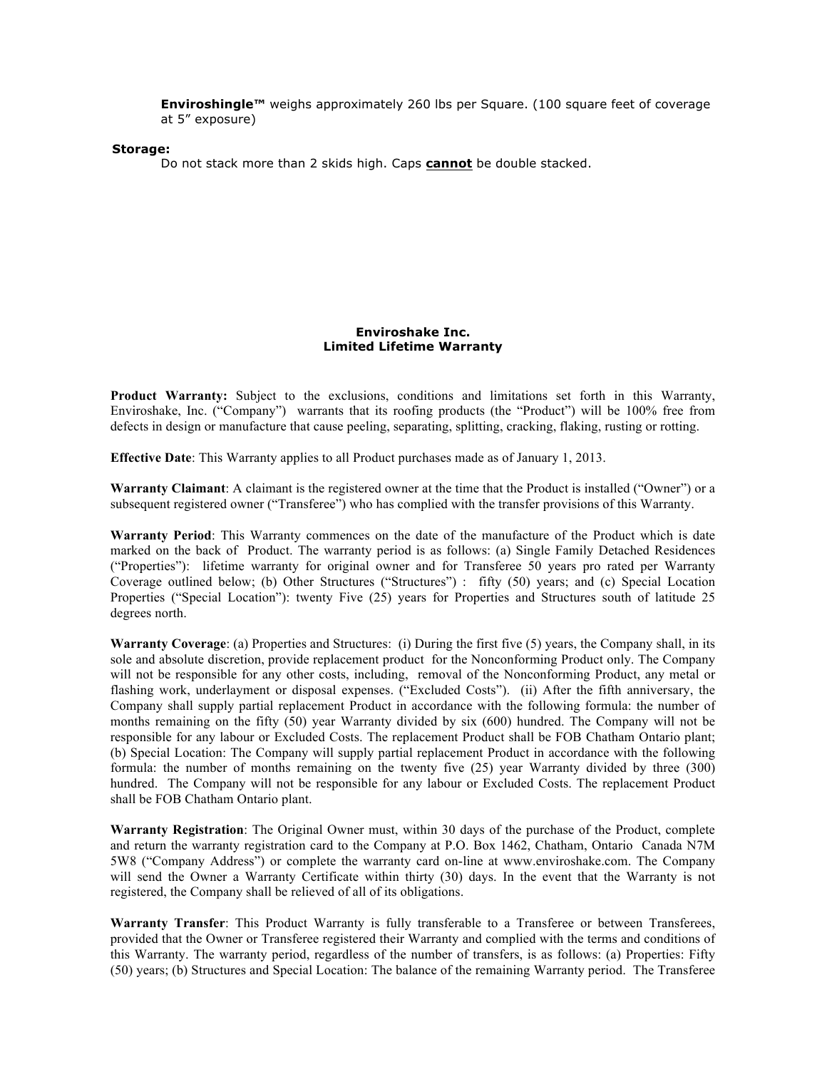**Enviroshingle™** weighs approximately 260 lbs per Square. (100 square feet of coverage at 5" exposure)

**Storage:**

Do not stack more than 2 skids high. Caps **cannot** be double stacked.

**Enviroshake Inc.**
**Limited Lifetime Warranty**

**Product Warranty:** Subject to the exclusions, conditions and limitations set forth in this Warranty, Enviroshake, Inc. ("Company") warrants that its roofing products (the "Product") will be 100% free from defects in design or manufacture that cause peeling, separating, splitting, cracking, flaking, rusting or rotting.

**Effective Date**: This Warranty applies to all Product purchases made as of January 1, 2013.

**Warranty Claimant**: A claimant is the registered owner at the time that the Product is installed ("Owner") or a subsequent registered owner ("Transferee") who has complied with the transfer provisions of this Warranty.

**Warranty Period**: This Warranty commences on the date of the manufacture of the Product which is date marked on the back of Product. The warranty period is as follows: (a) Single Family Detached Residences ("Properties"): lifetime warranty for original owner and for Transferee 50 years pro rated per Warranty Coverage outlined below; (b) Other Structures ("Structures") : fifty (50) years; and (c) Special Location Properties ("Special Location"): twenty Five (25) years for Properties and Structures south of latitude 25 degrees north.

**Warranty Coverage**: (a) Properties and Structures: (i) During the first five (5) years, the Company shall, in its sole and absolute discretion, provide replacement product for the Nonconforming Product only. The Company will not be responsible for any other costs, including, removal of the Nonconforming Product, any metal or flashing work, underlayment or disposal expenses. ("Excluded Costs"). (ii) After the fifth anniversary, the Company shall supply partial replacement Product in accordance with the following formula: the number of months remaining on the fifty (50) year Warranty divided by six (600) hundred. The Company will not be responsible for any labour or Excluded Costs. The replacement Product shall be FOB Chatham Ontario plant; (b) Special Location: The Company will supply partial replacement Product in accordance with the following formula: the number of months remaining on the twenty five (25) year Warranty divided by three (300) hundred. The Company will not be responsible for any labour or Excluded Costs. The replacement Product shall be FOB Chatham Ontario plant.

**Warranty Registration**: The Original Owner must, within 30 days of the purchase of the Product, complete and return the warranty registration card to the Company at P.O. Box 1462, Chatham, Ontario Canada N7M 5W8 ("Company Address") or complete the warranty card on-line at www.enviroshake.com. The Company will send the Owner a Warranty Certificate within thirty (30) days. In the event that the Warranty is not registered, the Company shall be relieved of all of its obligations.

**Warranty Transfer**: This Product Warranty is fully transferable to a Transferee or between Transferees, provided that the Owner or Transferee registered their Warranty and complied with the terms and conditions of this Warranty. The warranty period, regardless of the number of transfers, is as follows: (a) Properties: Fifty (50) years; (b) Structures and Special Location: The balance of the remaining Warranty period. The Transferee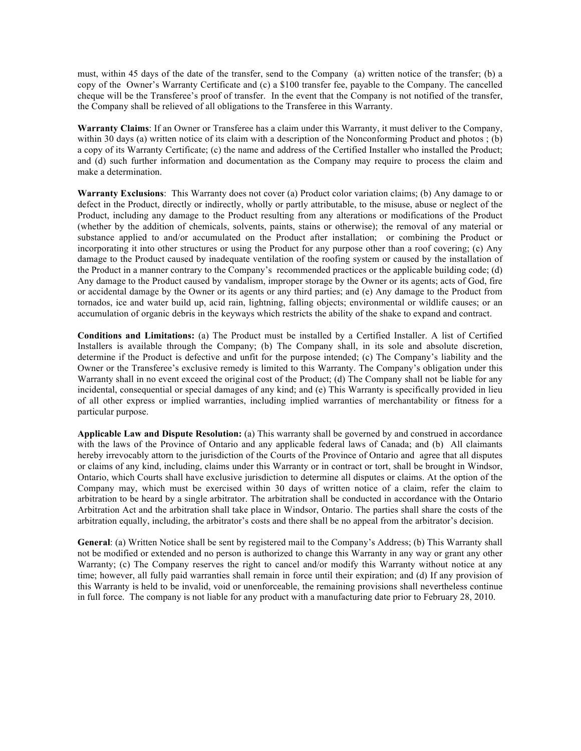must, within 45 days of the date of the transfer, send to the Company (a) written notice of the transfer; (b) a copy of the Owner's Warranty Certificate and (c) a $100 transfer fee, payable to the Company. The cancelled cheque will be the Transferee's proof of transfer. In the event that the Company is not notified of the transfer, the Company shall be relieved of all obligations to the Transferee in this Warranty.

**Warranty Claims**: If an Owner or Transferee has a claim under this Warranty, it must deliver to the Company, within 30 days (a) written notice of its claim with a description of the Nonconforming Product and photos ; (b) a copy of its Warranty Certificate; (c) the name and address of the Certified Installer who installed the Product; and (d) such further information and documentation as the Company may require to process the claim and make a determination.

**Warranty Exclusions**: This Warranty does not cover (a) Product color variation claims; (b) Any damage to or defect in the Product, directly or indirectly, wholly or partly attributable, to the misuse, abuse or neglect of the Product, including any damage to the Product resulting from any alterations or modifications of the Product (whether by the addition of chemicals, solvents, paints, stains or otherwise); the removal of any material or substance applied to and/or accumulated on the Product after installation; or combining the Product or incorporating it into other structures or using the Product for any purpose other than a roof covering; (c) Any damage to the Product caused by inadequate ventilation of the roofing system or caused by the installation of the Product in a manner contrary to the Company's recommended practices or the applicable building code; (d) Any damage to the Product caused by vandalism, improper storage by the Owner or its agents; acts of God, fire or accidental damage by the Owner or its agents or any third parties; and (e) Any damage to the Product from tornados, ice and water build up, acid rain, lightning, falling objects; environmental or wildlife causes; or an accumulation of organic debris in the keyways which restricts the ability of the shake to expand and contract.

**Conditions and Limitations:** (a) The Product must be installed by a Certified Installer. A list of Certified Installers is available through the Company; (b) The Company shall, in its sole and absolute discretion, determine if the Product is defective and unfit for the purpose intended; (c) The Company's liability and the Owner or the Transferee's exclusive remedy is limited to this Warranty. The Company's obligation under this Warranty shall in no event exceed the original cost of the Product; (d) The Company shall not be liable for any incidental, consequential or special damages of any kind; and (e) This Warranty is specifically provided in lieu of all other express or implied warranties, including implied warranties of merchantability or fitness for a particular purpose.

**Applicable Law and Dispute Resolution:** (a) This warranty shall be governed by and construed in accordance with the laws of the Province of Ontario and any applicable federal laws of Canada; and (b) All claimants hereby irrevocably attorn to the jurisdiction of the Courts of the Province of Ontario and agree that all disputes or claims of any kind, including, claims under this Warranty or in contract or tort, shall be brought in Windsor, Ontario, which Courts shall have exclusive jurisdiction to determine all disputes or claims. At the option of the Company may, which must be exercised within 30 days of written notice of a claim, refer the claim to arbitration to be heard by a single arbitrator. The arbitration shall be conducted in accordance with the Ontario Arbitration Act and the arbitration shall take place in Windsor, Ontario. The parties shall share the costs of the arbitration equally, including, the arbitrator's costs and there shall be no appeal from the arbitrator's decision.

**General**: (a) Written Notice shall be sent by registered mail to the Company's Address; (b) This Warranty shall not be modified or extended and no person is authorized to change this Warranty in any way or grant any other Warranty; (c) The Company reserves the right to cancel and/or modify this Warranty without notice at any time; however, all fully paid warranties shall remain in force until their expiration; and (d) If any provision of this Warranty is held to be invalid, void or unenforceable, the remaining provisions shall nevertheless continue in full force. The company is not liable for any product with a manufacturing date prior to February 28, 2010.